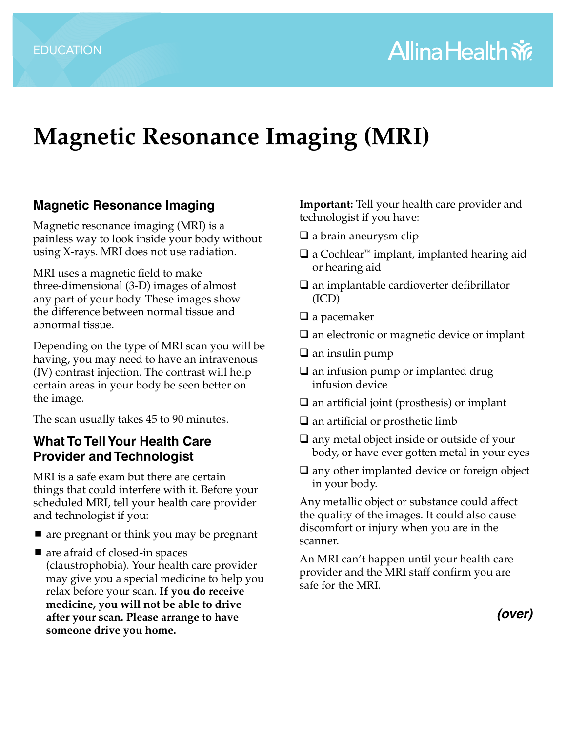EDUCATION

Allina Health

# Magnetic Resonance Imaging (MRI)

## Magnetic Resonance Imaging

Magnetic resonance imaging (MRI) is a painless way to look inside your body without using X-rays. MRI does not use radiation.

MRI uses a magnetic field to make three-dimensional (3-D) images of almost any part of your body. These images show the difference between normal tissue and abnormal tissue.

Depending on the type of MRI scan you will be having, you may need to have an intravenous (IV) contrast injection. The contrast will help certain areas in your body be seen better on the image.

The scan usually takes 45 to 90 minutes.

## What To Tell Your Health Care Provider and Technologist

MRI is a safe exam but there are certain things that could interfere with it. Before your scheduled MRI, tell your health care provider and technologist if you:

- are pregnant or think you may be pregnant
- are afraid of closed-in spaces (claustrophobia). Your health care provider may give you a special medicine to help you relax before your scan. **If you do receive medicine, you will not be able to drive after your scan. Please arrange to have someone drive you home.**

**Important:** Tell your health care provider and technologist if you have:

- ☐ a brain aneurysm clip
- ☐ a Cochlear™ implant, implanted hearing aid or hearing aid
- ☐ an implantable cardioverter defibrillator (ICD)
- ☐ a pacemaker
- ☐ an electronic or magnetic device or implant
- ☐ an insulin pump
- ☐ an infusion pump or implanted drug infusion device
- ☐ an artificial joint (prosthesis) or implant
- ☐ an artificial or prosthetic limb
- ☐ any metal object inside or outside of your body, or have ever gotten metal in your eyes
- ☐ any other implanted device or foreign object in your body.

Any metallic object or substance could affect the quality of the images. It could also cause discomfort or injury when you are in the scanner.

An MRI can't happen until your health care provider and the MRI staff confirm you are safe for the MRI.

***(over)***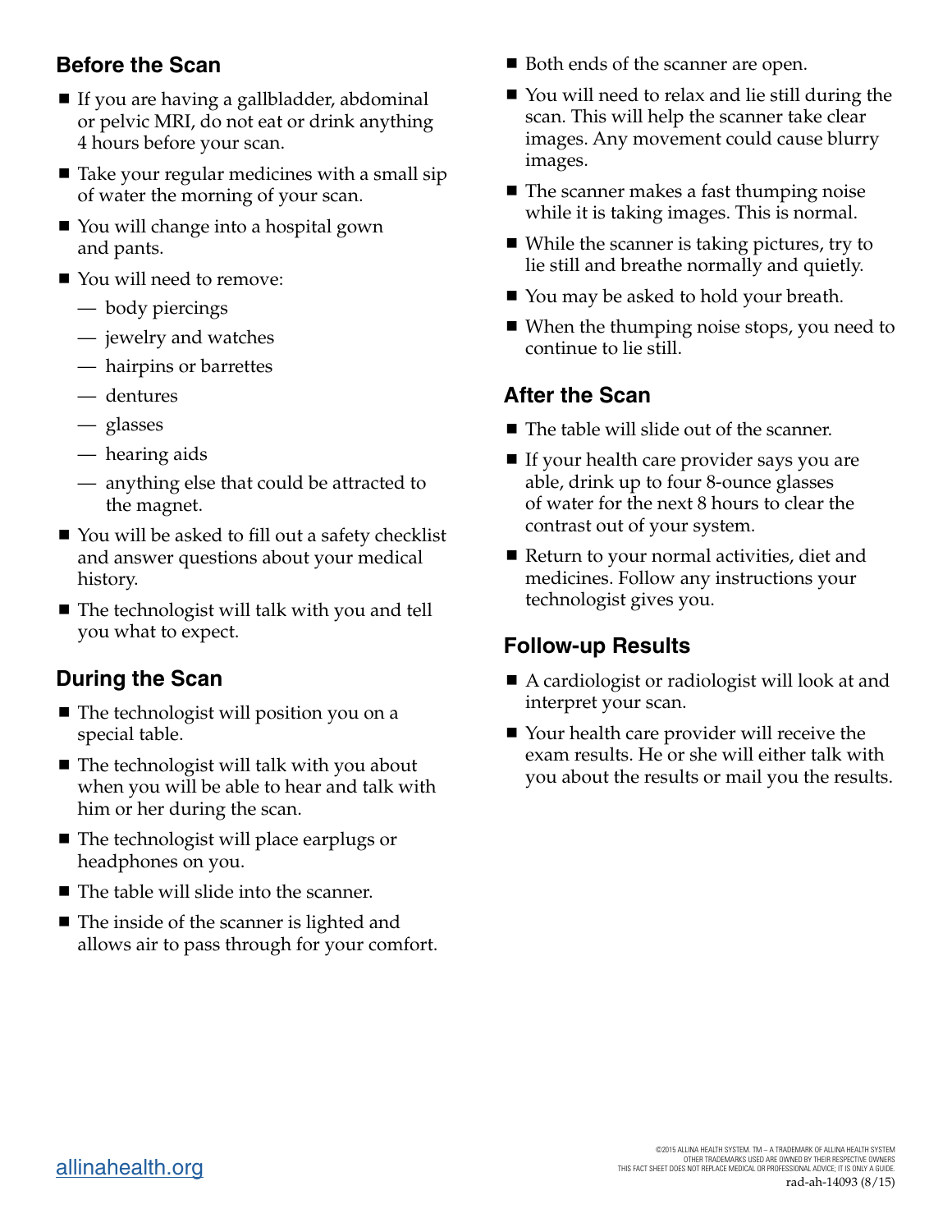## Before the Scan

- If you are having a gallbladder, abdominal or pelvic MRI, do not eat or drink anything 4 hours before your scan.
- Take your regular medicines with a small sip of water the morning of your scan.
- You will change into a hospital gown and pants.
- You will need to remove:
  - body piercings
  - jewelry and watches
  - hairpins or barrettes
  - dentures
  - glasses
  - hearing aids
  - anything else that could be attracted to the magnet.
- You will be asked to fill out a safety checklist and answer questions about your medical history.
- The technologist will talk with you and tell you what to expect.

## During the Scan

- The technologist will position you on a special table.
- The technologist will talk with you about when you will be able to hear and talk with him or her during the scan.
- The technologist will place earplugs or headphones on you.
- The table will slide into the scanner.
- The inside of the scanner is lighted and allows air to pass through for your comfort.
- Both ends of the scanner are open.
- You will need to relax and lie still during the scan. This will help the scanner take clear images. Any movement could cause blurry images.
- The scanner makes a fast thumping noise while it is taking images. This is normal.
- While the scanner is taking pictures, try to lie still and breathe normally and quietly.
- You may be asked to hold your breath.
- When the thumping noise stops, you need to continue to lie still.

## After the Scan

- The table will slide out of the scanner.
- If your health care provider says you are able, drink up to four 8-ounce glasses of water for the next 8 hours to clear the contrast out of your system.
- Return to your normal activities, diet and medicines. Follow any instructions your technologist gives you.

## Follow-up Results

- A cardiologist or radiologist will look at and interpret your scan.
- Your health care provider will receive the exam results. He or she will either talk with you about the results or mail you the results.

allinahealth.org

©2015 ALLINA HEALTH SYSTEM. TM – A TRADEMARK OF ALLINA HEALTH SYSTEM
OTHER TRADEMARKS USED ARE OWNED BY THEIR RESPECTIVE OWNERS
THIS FACT SHEET DOES NOT REPLACE MEDICAL OR PROFESSIONAL ADVICE; IT IS ONLY A GUIDE.
rad-ah-14093 (8/15)